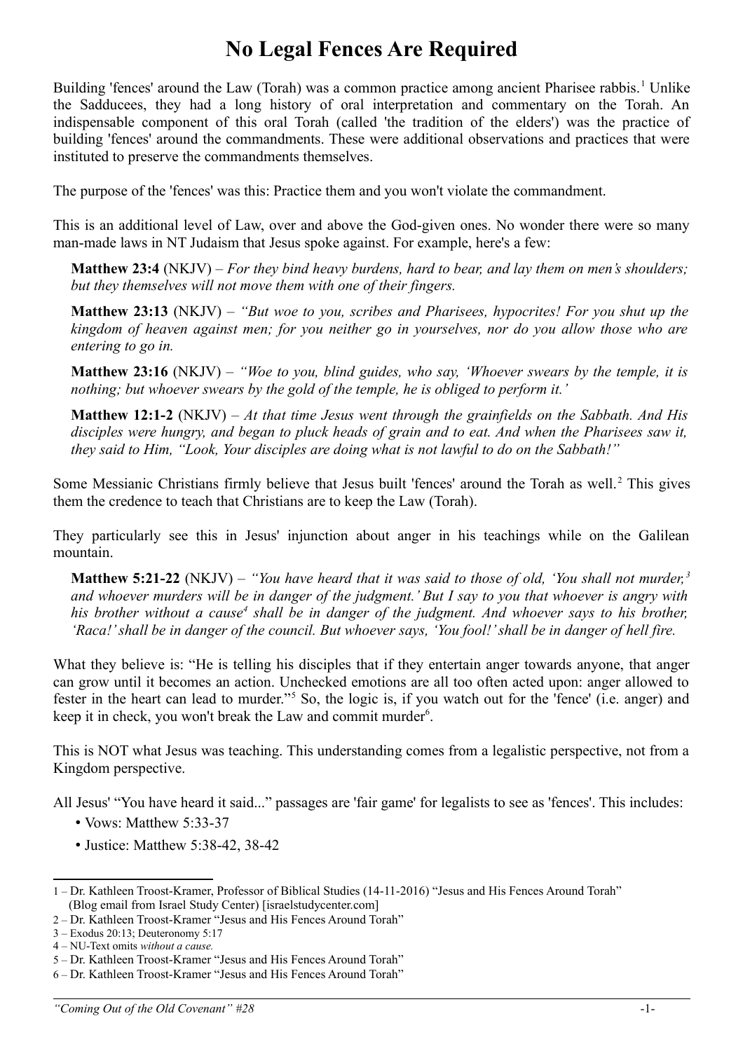# No Legal Fences Are Required

Building 'fences' around the Law (Torah) was a common practice among ancient Pharisee rabbis.[1] Unlike the Sadducees, they had a long history of oral interpretation and commentary on the Torah. An indispensable component of this oral Torah (called 'the tradition of the elders') was the practice of building 'fences' around the commandments. These were additional observations and practices that were instituted to preserve the commandments themselves.

The purpose of the 'fences' was this: Practice them and you won't violate the commandment.

This is an additional level of Law, over and above the God-given ones. No wonder there were so many man-made laws in NT Judaism that Jesus spoke against. For example, here's a few:

> **Matthew 23:4** (NKJV) – *For they bind heavy burdens, hard to bear, and lay them on men's shoulders; but they themselves will not move them with one of their fingers.*
>
> **Matthew 23:13** (NKJV) – *"But woe to you, scribes and Pharisees, hypocrites! For you shut up the kingdom of heaven against men; for you neither go in yourselves, nor do you allow those who are entering to go in.*
>
> **Matthew 23:16** (NKJV) – *"Woe to you, blind guides, who say, 'Whoever swears by the temple, it is nothing; but whoever swears by the gold of the temple, he is obliged to perform it.'*
>
> **Matthew 12:1-2** (NKJV) – *At that time Jesus went through the grainfields on the Sabbath. And His disciples were hungry, and began to pluck heads of grain and to eat. And when the Pharisees saw it, they said to Him, "Look, Your disciples are doing what is not lawful to do on the Sabbath!"*

Some Messianic Christians firmly believe that Jesus built 'fences' around the Torah as well.[2] This gives them the credence to teach that Christians are to keep the Law (Torah).

They particularly see this in Jesus' injunction about anger in his teachings while on the Galilean mountain.

> **Matthew 5:21-22** (NKJV) – *"You have heard that it was said to those of old, 'You shall not murder,[3] and whoever murders will be in danger of the judgment.' But I say to you that whoever is angry with his brother without a cause[4] shall be in danger of the judgment. And whoever says to his brother, 'Raca!' shall be in danger of the council. But whoever says, 'You fool!' shall be in danger of hell fire.*

What they believe is: "He is telling his disciples that if they entertain anger towards anyone, that anger can grow until it becomes an action. Unchecked emotions are all too often acted upon: anger allowed to fester in the heart can lead to murder."[5] So, the logic is, if you watch out for the 'fence' (i.e. anger) and keep it in check, you won't break the Law and commit murder[6].

This is NOT what Jesus was teaching. This understanding comes from a legalistic perspective, not from a Kingdom perspective.

All Jesus' "You have heard it said..." passages are 'fair game' for legalists to see as 'fences'. This includes:

- Vows: Matthew 5:33-37
- Justice: Matthew 5:38-42, 38-42

---

1 – Dr. Kathleen Troost-Kramer, Professor of Biblical Studies (14-11-2016) "Jesus and His Fences Around Torah" (Blog email from Israel Study Center) [israelstudycenter.com]

2 – Dr. Kathleen Troost-Kramer "Jesus and His Fences Around Torah"

3 – Exodus 20:13; Deuteronomy 5:17

4 – NU-Text omits *without a cause.*

5 – Dr. Kathleen Troost-Kramer "Jesus and His Fences Around Torah"

6 – Dr. Kathleen Troost-Kramer "Jesus and His Fences Around Torah"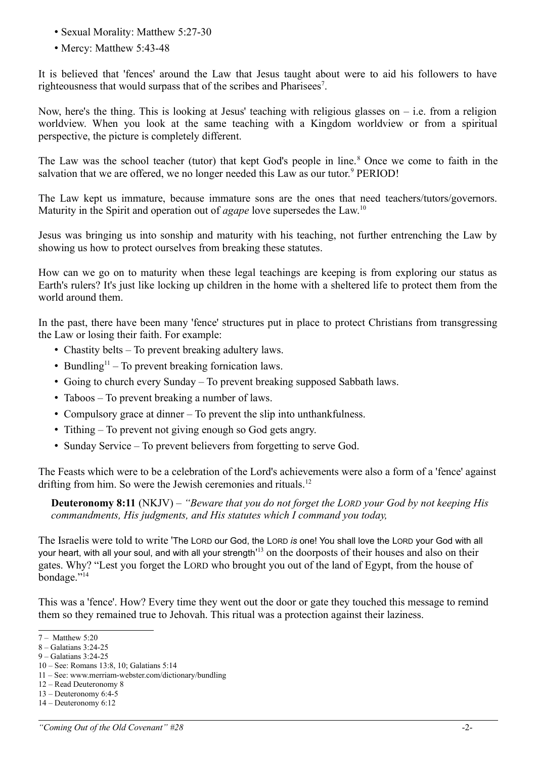- Sexual Morality: Matthew 5:27-30
- Mercy: Matthew 5:43-48

It is believed that 'fences' around the Law that Jesus taught about were to aid his followers to have righteousness that would surpass that of the scribes and Pharisees[7].

Now, here's the thing. This is looking at Jesus' teaching with religious glasses on – i.e. from a religion worldview. When you look at the same teaching with a Kingdom worldview or from a spiritual perspective, the picture is completely different.

The Law was the school teacher (tutor) that kept God's people in line.[8] Once we come to faith in the salvation that we are offered, we no longer needed this Law as our tutor.[9] PERIOD!

The Law kept us immature, because immature sons are the ones that need teachers/tutors/governors. Maturity in the Spirit and operation out of *agape* love supersedes the Law.[10]

Jesus was bringing us into sonship and maturity with his teaching, not further entrenching the Law by showing us how to protect ourselves from breaking these statutes.

How can we go on to maturity when these legal teachings are keeping is from exploring our status as Earth's rulers? It's just like locking up children in the home with a sheltered life to protect them from the world around them.

In the past, there have been many 'fence' structures put in place to protect Christians from transgressing the Law or losing their faith. For example:

- Chastity belts – To prevent breaking adultery laws.
- Bundling[11] – To prevent breaking fornication laws.
- Going to church every Sunday – To prevent breaking supposed Sabbath laws.
- Taboos – To prevent breaking a number of laws.
- Compulsory grace at dinner – To prevent the slip into unthankfulness.
- Tithing – To prevent not giving enough so God gets angry.
- Sunday Service – To prevent believers from forgetting to serve God.

The Feasts which were to be a celebration of the Lord's achievements were also a form of a 'fence' against drifting from him. So were the Jewish ceremonies and rituals.[12]

> **Deuteronomy 8:11** (NKJV) – *"Beware that you do not forget the LORD your God by not keeping His commandments, His judgments, and His statutes which I command you today,*

The Israelis were told to write 'The LORD our God, the LORD *is* one! You shall love the LORD your God with all your heart, with all your soul, and with all your strength'[13] on the doorposts of their houses and also on their gates. Why? "Lest you forget the LORD who brought you out of the land of Egypt, from the house of bondage."[14]

This was a 'fence'. How? Every time they went out the door or gate they touched this message to remind them so they remained true to Jehovah. This ritual was a protection against their laziness.

---

7 – Matthew 5:20
8 – Galatians 3:24-25
9 – Galatians 3:24-25
10 – See: Romans 13:8, 10; Galatians 5:14
11 – See: www.merriam-webster.com/dictionary/bundling
12 – Read Deuteronomy 8
13 – Deuteronomy 6:4-5
14 – Deuteronomy 6:12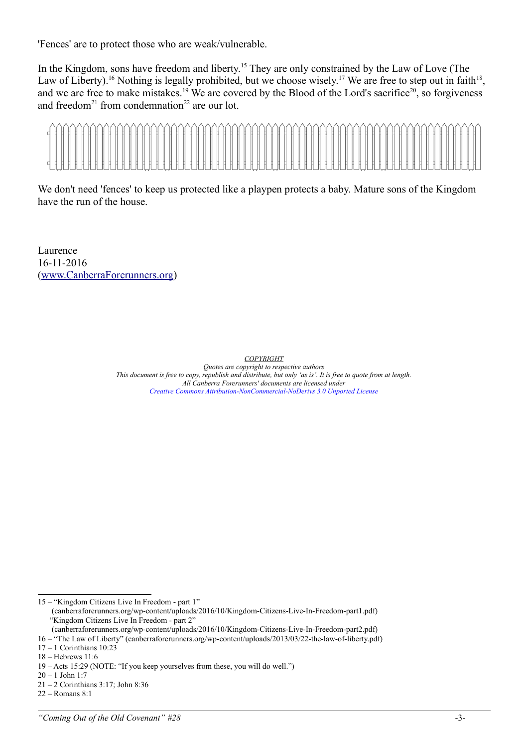'Fences' are to protect those who are weak/vulnerable.

In the Kingdom, sons have freedom and liberty.[15] They are only constrained by the Law of Love (The Law of Liberty).[16] Nothing is legally prohibited, but we choose wisely.[17] We are free to step out in faith[18], and we are free to make mistakes.[19] We are covered by the Blood of the Lord's sacrifice[20], so forgiveness and freedom[21] from condemnation[22] are our lot.

We don't need 'fences' to keep us protected like a playpen protects a baby. Mature sons of the Kingdom have the run of the house.

Laurence
16-11-2016
(www.CanberraForerunners.org)

*COPYRIGHT*
*Quotes are copyright to respective authors*
*This document is free to copy, republish and distribute, but only 'as is'. It is free to quote from at length.*
*All Canberra Forerunners' documents are licensed under*
*Creative Commons Attribution-NonCommercial-NoDerivs 3.0 Unported License*

---

15 – "Kingdom Citizens Live In Freedom - part 1"
(canberraforerunners.org/wp-content/uploads/2016/10/Kingdom-Citizens-Live-In-Freedom-part1.pdf)
"Kingdom Citizens Live In Freedom - part 2"
(canberraforerunners.org/wp-content/uploads/2016/10/Kingdom-Citizens-Live-In-Freedom-part2.pdf)
16 – "The Law of Liberty" (canberraforerunners.org/wp-content/uploads/2013/03/22-the-law-of-liberty.pdf)
17 – 1 Corinthians 10:23
18 – Hebrews 11:6
19 – Acts 15:29 (NOTE: "If you keep yourselves from these, you will do well.")
20 – 1 John 1:7
21 – 2 Corinthians 3:17; John 8:36
22 – Romans 8:1